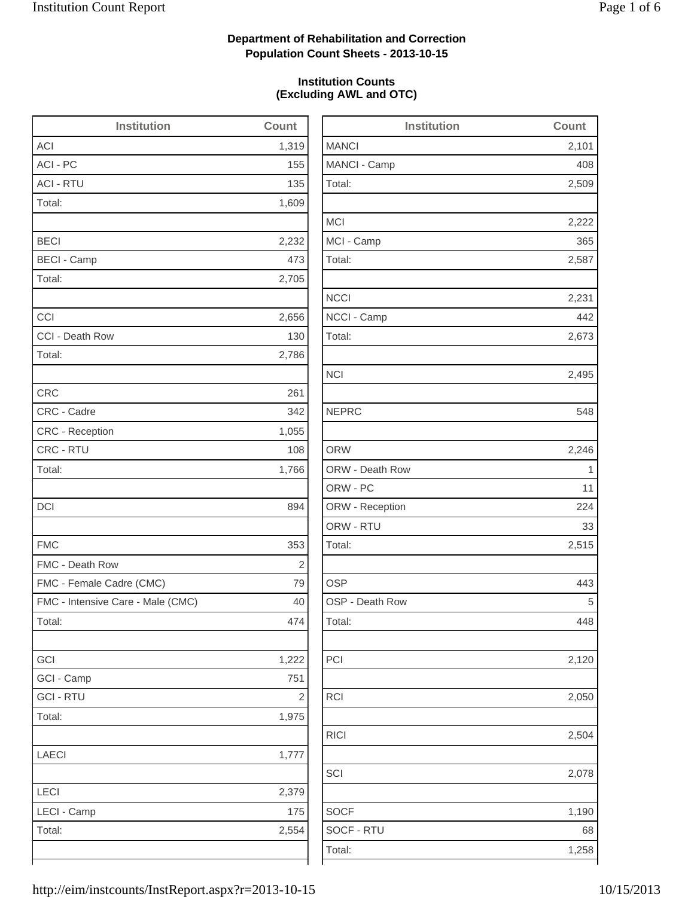**Department of Rehabilitation and Correction**
**Population Count Sheets - 2013-10-15**

**Institution Counts**
**(Excluding AWL and OTC)**

| Institution | Count |
|---|---|
| ACI | 1,319 |
| ACI - PC | 155 |
| ACI - RTU | 135 |
| Total: | 1,609 |
| | |
| BECI | 2,232 |
| BECI - Camp | 473 |
| Total: | 2,705 |
| | |
| CCI | 2,656 |
| CCI - Death Row | 130 |
| Total: | 2,786 |
| | |
| CRC | 261 |
| CRC - Cadre | 342 |
| CRC - Reception | 1,055 |
| CRC - RTU | 108 |
| Total: | 1,766 |
| | |
| DCI | 894 |
| | |
| FMC | 353 |
| FMC - Death Row | 2 |
| FMC - Female Cadre (CMC) | 79 |
| FMC - Intensive Care - Male (CMC) | 40 |
| Total: | 474 |
| | |
| GCI | 1,222 |
| GCI - Camp | 751 |
| GCI - RTU | 2 |
| Total: | 1,975 |
| | |
| LAECI | 1,777 |
| | |
| LECI | 2,379 |
| LECI - Camp | 175 |
| Total: | 2,554 |
| | |

| Institution | Count |
|---|---|
| MANCI | 2,101 |
| MANCI - Camp | 408 |
| Total: | 2,509 |
| | |
| MCI | 2,222 |
| MCI - Camp | 365 |
| Total: | 2,587 |
| | |
| NCCI | 2,231 |
| NCCI - Camp | 442 |
| Total: | 2,673 |
| | |
| NCI | 2,495 |
| | |
| NEPRC | 548 |
| | |
| ORW | 2,246 |
| ORW - Death Row | 1 |
| ORW - PC | 11 |
| ORW - Reception | 224 |
| ORW - RTU | 33 |
| Total: | 2,515 |
| | |
| OSP | 443 |
| OSP - Death Row | 5 |
| Total: | 448 |
| | |
| PCI | 2,120 |
| | |
| RCI | 2,050 |
| | |
| RICI | 2,504 |
| | |
| SCI | 2,078 |
| | |
| SOCF | 1,190 |
| SOCF - RTU | 68 |
| Total: | 1,258 |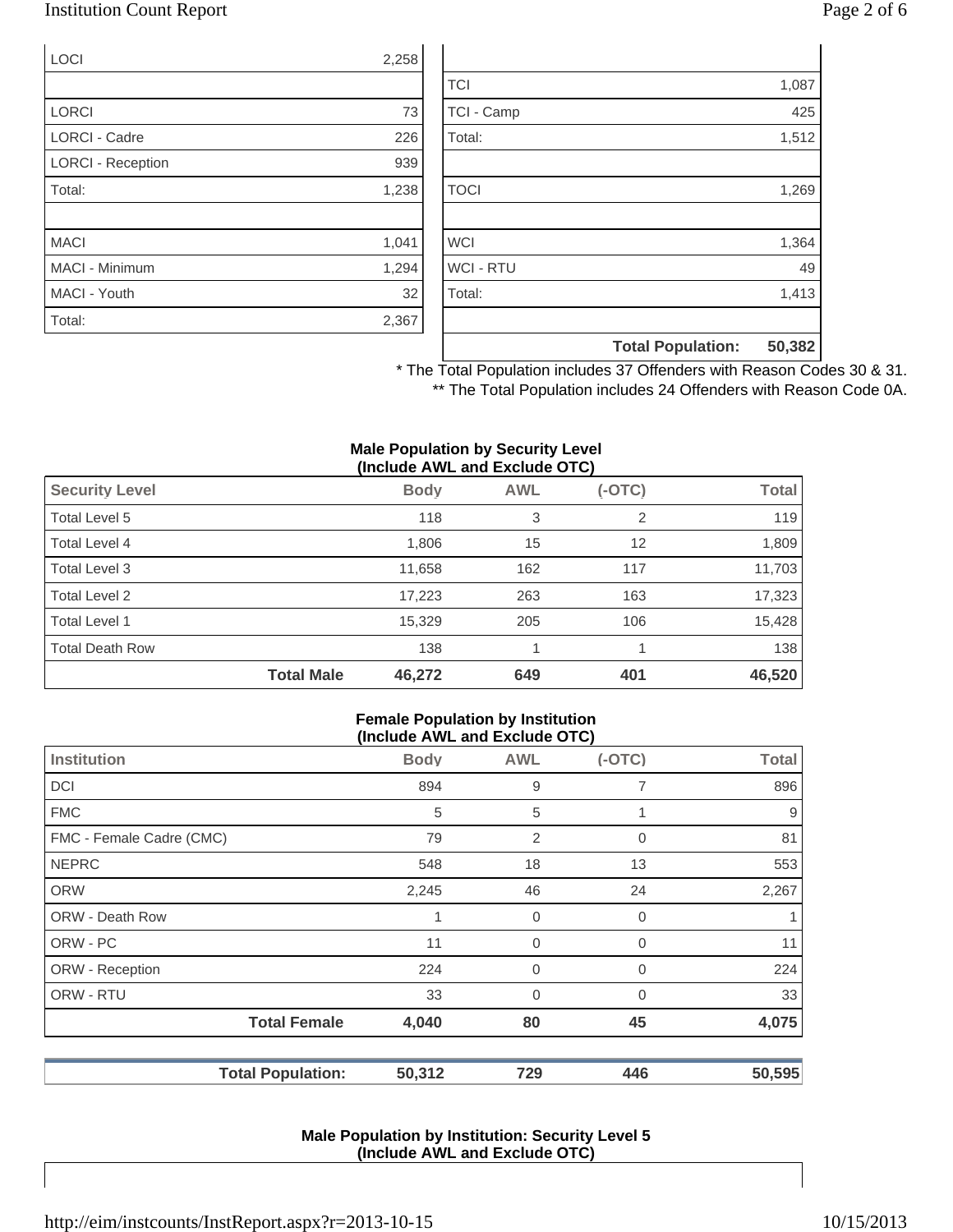| | |
|---|---|
| LOCI | 2,258 |
| | |
| LORCI | 73 |
| LORCI - Cadre | 226 |
| LORCI - Reception | 939 |
| Total: | 1,238 |
| | |
| MACI | 1,041 |
| MACI - Minimum | 1,294 |
| MACI - Youth | 32 |
| Total: | 2,367 |

| | |
|---|---|
| | |
| TCI | 1,087 |
| TCI - Camp | 425 |
| Total: | 1,512 |
| | |
| TOCI | 1,269 |
| | |
| WCI | 1,364 |
| WCI - RTU | 49 |
| Total: | 1,413 |
| | |
| **Total Population:** | **50,382** |

\* The Total Population includes 37 Offenders with Reason Codes 30 & 31.

\*\* The Total Population includes 24 Offenders with Reason Code 0A.

**Male Population by Security Level**
**(Include AWL and Exclude OTC)**

| Security Level | Body | AWL | (-OTC) | Total |
|---|---|---|---|---|
| Total Level 5 | 118 | 3 | 2 | 119 |
| Total Level 4 | 1,806 | 15 | 12 | 1,809 |
| Total Level 3 | 11,658 | 162 | 117 | 11,703 |
| Total Level 2 | 17,223 | 263 | 163 | 17,323 |
| Total Level 1 | 15,329 | 205 | 106 | 15,428 |
| Total Death Row | 138 | 1 | 1 | 138 |
| **Total Male** | **46,272** | **649** | **401** | **46,520** |

**Female Population by Institution**
**(Include AWL and Exclude OTC)**

| Institution | Body | AWL | (-OTC) | Total |
|---|---|---|---|---|
| DCI | 894 | 9 | 7 | 896 |
| FMC | 5 | 5 | 1 | 9 |
| FMC - Female Cadre (CMC) | 79 | 2 | 0 | 81 |
| NEPRC | 548 | 18 | 13 | 553 |
| ORW | 2,245 | 46 | 24 | 2,267 |
| ORW - Death Row | 1 | 0 | 0 | 1 |
| ORW - PC | 11 | 0 | 0 | 11 |
| ORW - Reception | 224 | 0 | 0 | 224 |
| ORW - RTU | 33 | 0 | 0 | 33 |
| **Total Female** | **4,040** | **80** | **45** | **4,075** |

| | Body | AWL | (-OTC) | Total |
|---|---|---|---|---|
| **Total Population:** | **50,312** | **729** | **446** | **50,595** |

**Male Population by Institution: Security Level 5**
**(Include AWL and Exclude OTC)**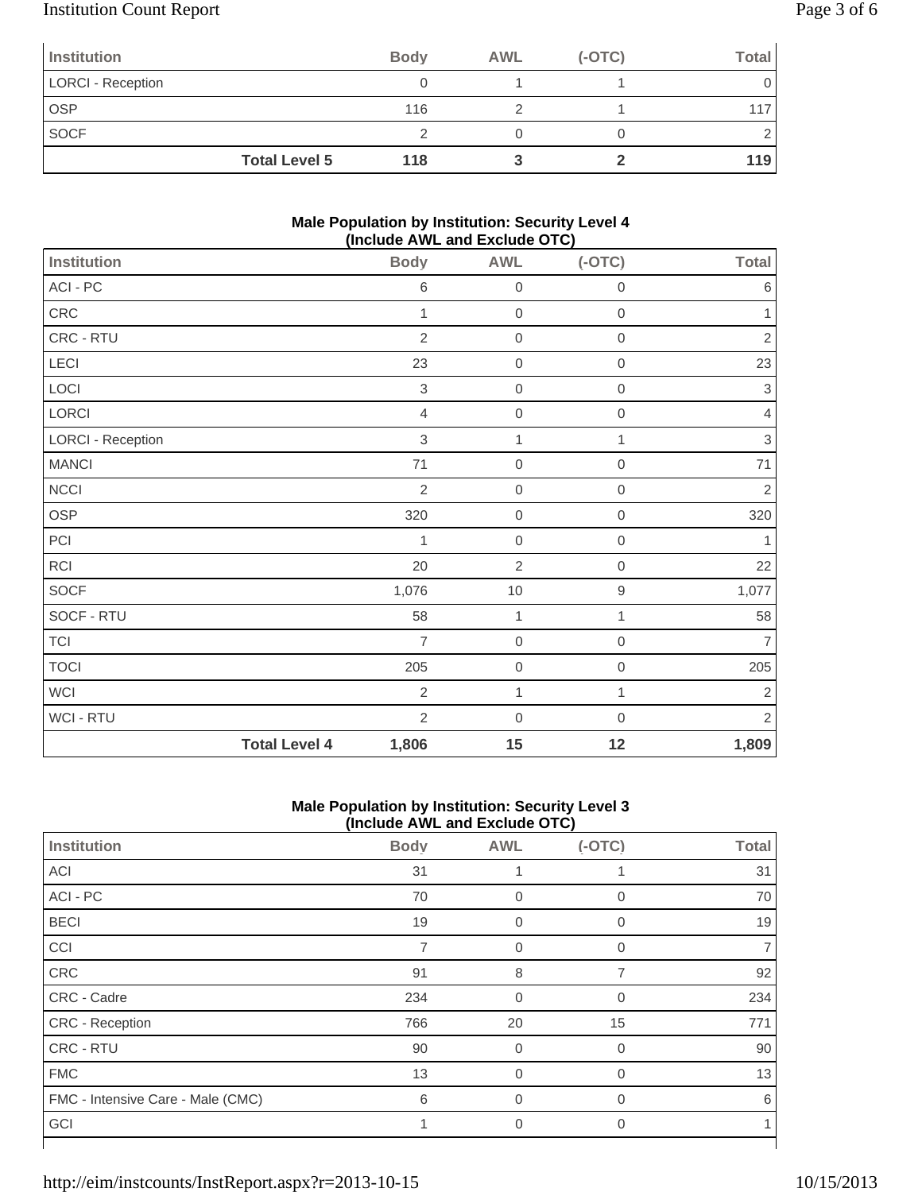| Institution | Body | AWL | (-OTC) | Total |
|---|---|---|---|---|
| LORCI - Reception | 0 | 1 | 1 | 0 |
| OSP | 116 | 2 | 1 | 117 |
| SOCF | 2 | 0 | 0 | 2 |
| **Total Level 5** | **118** | **3** | **2** | **119** |

**Male Population by Institution: Security Level 4 (Include AWL and Exclude OTC)**

| Institution | Body | AWL | (-OTC) | Total |
|---|---|---|---|---|
| ACI - PC | 6 | 0 | 0 | 6 |
| CRC | 1 | 0 | 0 | 1 |
| CRC - RTU | 2 | 0 | 0 | 2 |
| LECI | 23 | 0 | 0 | 23 |
| LOCI | 3 | 0 | 0 | 3 |
| LORCI | 4 | 0 | 0 | 4 |
| LORCI - Reception | 3 | 1 | 1 | 3 |
| MANCI | 71 | 0 | 0 | 71 |
| NCCI | 2 | 0 | 0 | 2 |
| OSP | 320 | 0 | 0 | 320 |
| PCI | 1 | 0 | 0 | 1 |
| RCI | 20 | 2 | 0 | 22 |
| SOCF | 1,076 | 10 | 9 | 1,077 |
| SOCF - RTU | 58 | 1 | 1 | 58 |
| TCI | 7 | 0 | 0 | 7 |
| TOCI | 205 | 0 | 0 | 205 |
| WCI | 2 | 1 | 1 | 2 |
| WCI - RTU | 2 | 0 | 0 | 2 |
| **Total Level 4** | **1,806** | **15** | **12** | **1,809** |

**Male Population by Institution: Security Level 3 (Include AWL and Exclude OTC)**

| Institution | Body | AWL | (-OTC) | Total |
|---|---|---|---|---|
| ACI | 31 | 1 | 1 | 31 |
| ACI - PC | 70 | 0 | 0 | 70 |
| BECI | 19 | 0 | 0 | 19 |
| CCI | 7 | 0 | 0 | 7 |
| CRC | 91 | 8 | 7 | 92 |
| CRC - Cadre | 234 | 0 | 0 | 234 |
| CRC - Reception | 766 | 20 | 15 | 771 |
| CRC - RTU | 90 | 0 | 0 | 90 |
| FMC | 13 | 0 | 0 | 13 |
| FMC - Intensive Care - Male (CMC) | 6 | 0 | 0 | 6 |
| GCI | 1 | 0 | 0 | 1 |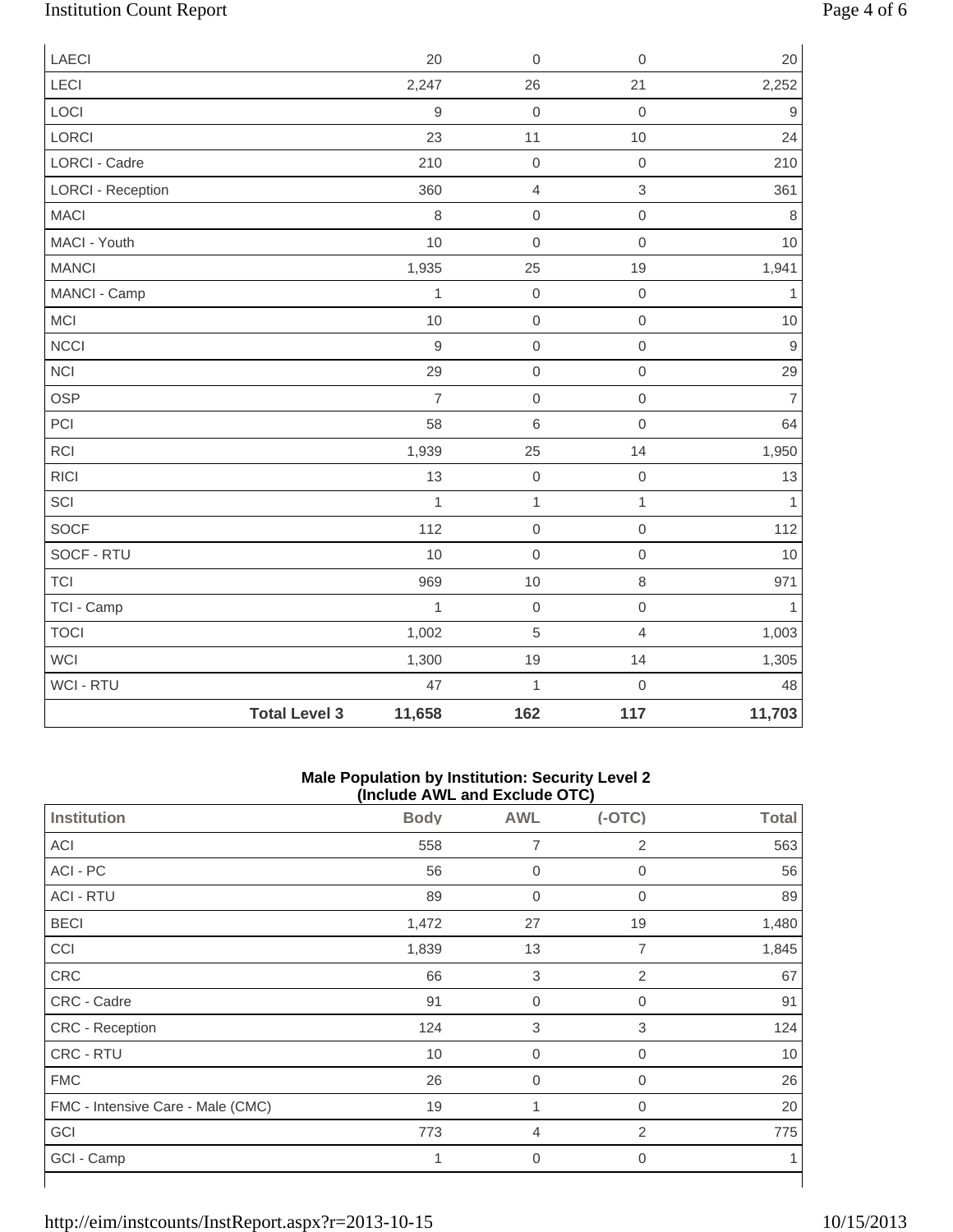| | | | | |
|---|---|---|---|---|
| LAECI | 20 | 0 | 0 | 20 |
| LECI | 2,247 | 26 | 21 | 2,252 |
| LOCI | 9 | 0 | 0 | 9 |
| LORCI | 23 | 11 | 10 | 24 |
| LORCI - Cadre | 210 | 0 | 0 | 210 |
| LORCI - Reception | 360 | 4 | 3 | 361 |
| MACI | 8 | 0 | 0 | 8 |
| MACI - Youth | 10 | 0 | 0 | 10 |
| MANCI | 1,935 | 25 | 19 | 1,941 |
| MANCI - Camp | 1 | 0 | 0 | 1 |
| MCI | 10 | 0 | 0 | 10 |
| NCCI | 9 | 0 | 0 | 9 |
| NCI | 29 | 0 | 0 | 29 |
| OSP | 7 | 0 | 0 | 7 |
| PCI | 58 | 6 | 0 | 64 |
| RCI | 1,939 | 25 | 14 | 1,950 |
| RICI | 13 | 0 | 0 | 13 |
| SCI | 1 | 1 | 1 | 1 |
| SOCF | 112 | 0 | 0 | 112 |
| SOCF - RTU | 10 | 0 | 0 | 10 |
| TCI | 969 | 10 | 8 | 971 |
| TCI - Camp | 1 | 0 | 0 | 1 |
| TOCI | 1,002 | 5 | 4 | 1,003 |
| WCI | 1,300 | 19 | 14 | 1,305 |
| WCI - RTU | 47 | 1 | 0 | 48 |
| **Total Level 3** | **11,658** | **162** | **117** | **11,703** |

**Male Population by Institution: Security Level 2 (Include AWL and Exclude OTC)**

| Institution | Body | AWL | (-OTC) | Total |
|---|---|---|---|---|
| ACI | 558 | 7 | 2 | 563 |
| ACI - PC | 56 | 0 | 0 | 56 |
| ACI - RTU | 89 | 0 | 0 | 89 |
| BECI | 1,472 | 27 | 19 | 1,480 |
| CCI | 1,839 | 13 | 7 | 1,845 |
| CRC | 66 | 3 | 2 | 67 |
| CRC - Cadre | 91 | 0 | 0 | 91 |
| CRC - Reception | 124 | 3 | 3 | 124 |
| CRC - RTU | 10 | 0 | 0 | 10 |
| FMC | 26 | 0 | 0 | 26 |
| FMC - Intensive Care - Male (CMC) | 19 | 1 | 0 | 20 |
| GCI | 773 | 4 | 2 | 775 |
| GCI - Camp | 1 | 0 | 0 | 1 |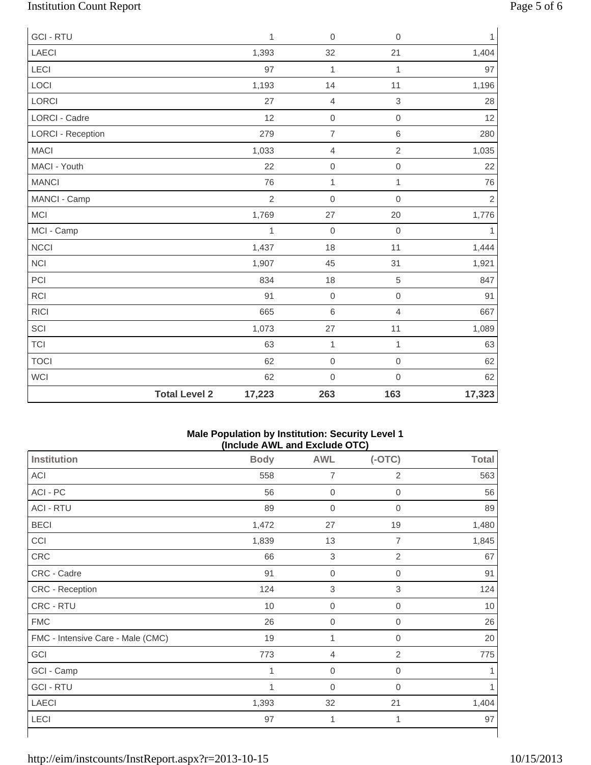| | | | | |
|---|---|---|---|---|
| GCI - RTU | 1 | 0 | 0 | 1 |
| LAECI | 1,393 | 32 | 21 | 1,404 |
| LECI | 97 | 1 | 1 | 97 |
| LOCI | 1,193 | 14 | 11 | 1,196 |
| LORCI | 27 | 4 | 3 | 28 |
| LORCI - Cadre | 12 | 0 | 0 | 12 |
| LORCI - Reception | 279 | 7 | 6 | 280 |
| MACI | 1,033 | 4 | 2 | 1,035 |
| MACI - Youth | 22 | 0 | 0 | 22 |
| MANCI | 76 | 1 | 1 | 76 |
| MANCI - Camp | 2 | 0 | 0 | 2 |
| MCI | 1,769 | 27 | 20 | 1,776 |
| MCI - Camp | 1 | 0 | 0 | 1 |
| NCCI | 1,437 | 18 | 11 | 1,444 |
| NCI | 1,907 | 45 | 31 | 1,921 |
| PCI | 834 | 18 | 5 | 847 |
| RCI | 91 | 0 | 0 | 91 |
| RICI | 665 | 6 | 4 | 667 |
| SCI | 1,073 | 27 | 11 | 1,089 |
| TCI | 63 | 1 | 1 | 63 |
| TOCI | 62 | 0 | 0 | 62 |
| WCI | 62 | 0 | 0 | 62 |
| **Total Level 2** | **17,223** | **263** | **163** | **17,323** |

**Male Population by Institution: Security Level 1**
**(Include AWL and Exclude OTC)**

| Institution | Body | AWL | (-OTC) | Total |
|---|---|---|---|---|
| ACI | 558 | 7 | 2 | 563 |
| ACI - PC | 56 | 0 | 0 | 56 |
| ACI - RTU | 89 | 0 | 0 | 89 |
| BECI | 1,472 | 27 | 19 | 1,480 |
| CCI | 1,839 | 13 | 7 | 1,845 |
| CRC | 66 | 3 | 2 | 67 |
| CRC - Cadre | 91 | 0 | 0 | 91 |
| CRC - Reception | 124 | 3 | 3 | 124 |
| CRC - RTU | 10 | 0 | 0 | 10 |
| FMC | 26 | 0 | 0 | 26 |
| FMC - Intensive Care - Male (CMC) | 19 | 1 | 0 | 20 |
| GCI | 773 | 4 | 2 | 775 |
| GCI - Camp | 1 | 0 | 0 | 1 |
| GCI - RTU | 1 | 0 | 0 | 1 |
| LAECI | 1,393 | 32 | 21 | 1,404 |
| LECI | 97 | 1 | 1 | 97 |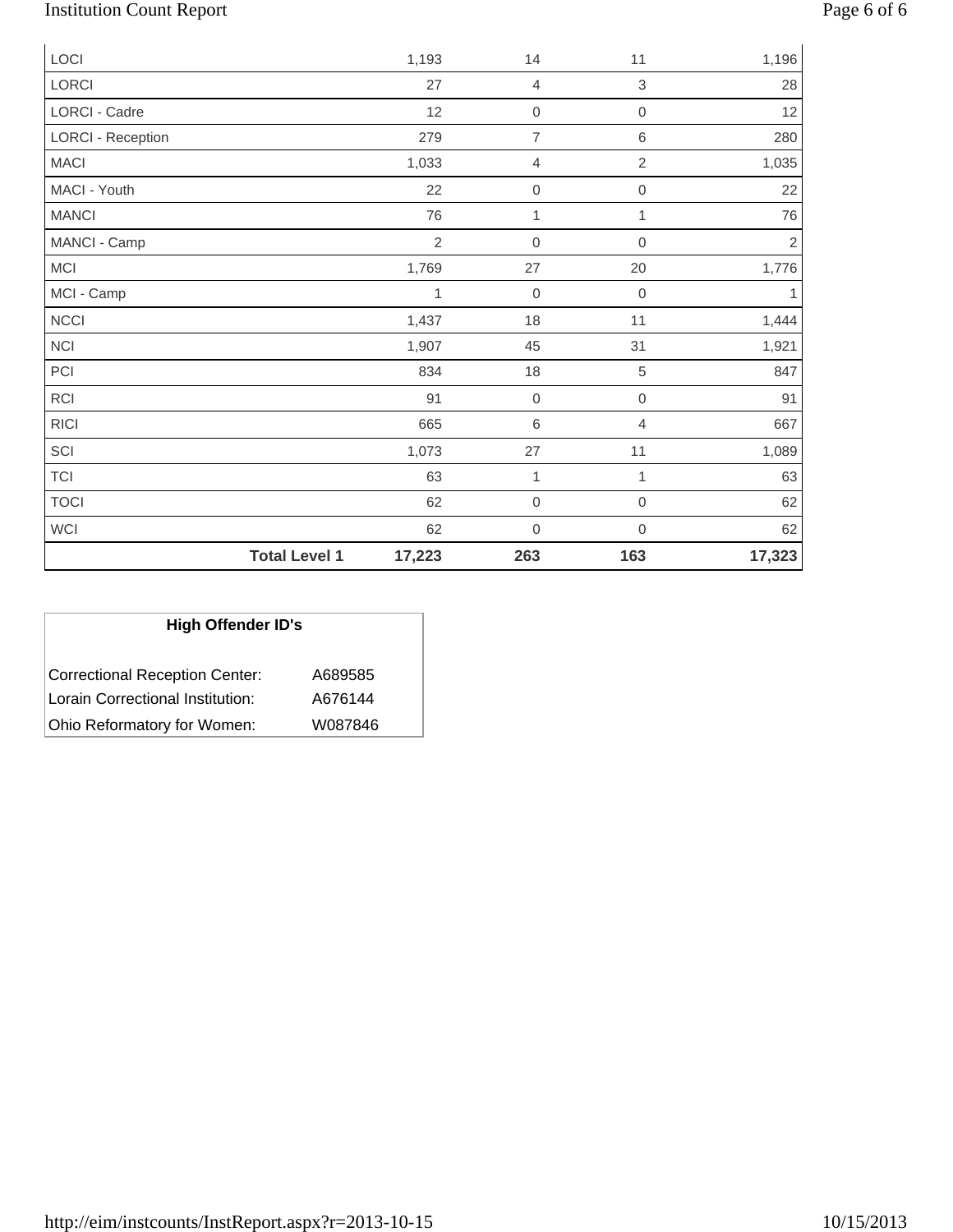| | | | | |
|---|---|---|---|---|
| LOCI | 1,193 | 14 | 11 | 1,196 |
| LORCI | 27 | 4 | 3 | 28 |
| LORCI - Cadre | 12 | 0 | 0 | 12 |
| LORCI - Reception | 279 | 7 | 6 | 280 |
| MACI | 1,033 | 4 | 2 | 1,035 |
| MACI - Youth | 22 | 0 | 0 | 22 |
| MANCI | 76 | 1 | 1 | 76 |
| MANCI - Camp | 2 | 0 | 0 | 2 |
| MCI | 1,769 | 27 | 20 | 1,776 |
| MCI - Camp | 1 | 0 | 0 | 1 |
| NCCI | 1,437 | 18 | 11 | 1,444 |
| NCI | 1,907 | 45 | 31 | 1,921 |
| PCI | 834 | 18 | 5 | 847 |
| RCI | 91 | 0 | 0 | 91 |
| RICI | 665 | 6 | 4 | 667 |
| SCI | 1,073 | 27 | 11 | 1,089 |
| TCI | 63 | 1 | 1 | 63 |
| TOCI | 62 | 0 | 0 | 62 |
| WCI | 62 | 0 | 0 | 62 |
| **Total Level 1** | **17,223** | **263** | **163** | **17,323** |

| **High Offender ID's** | |
|---|---|
| Correctional Reception Center: | A689585 |
| Lorain Correctional Institution: | A676144 |
| Ohio Reformatory for Women: | W087846 |